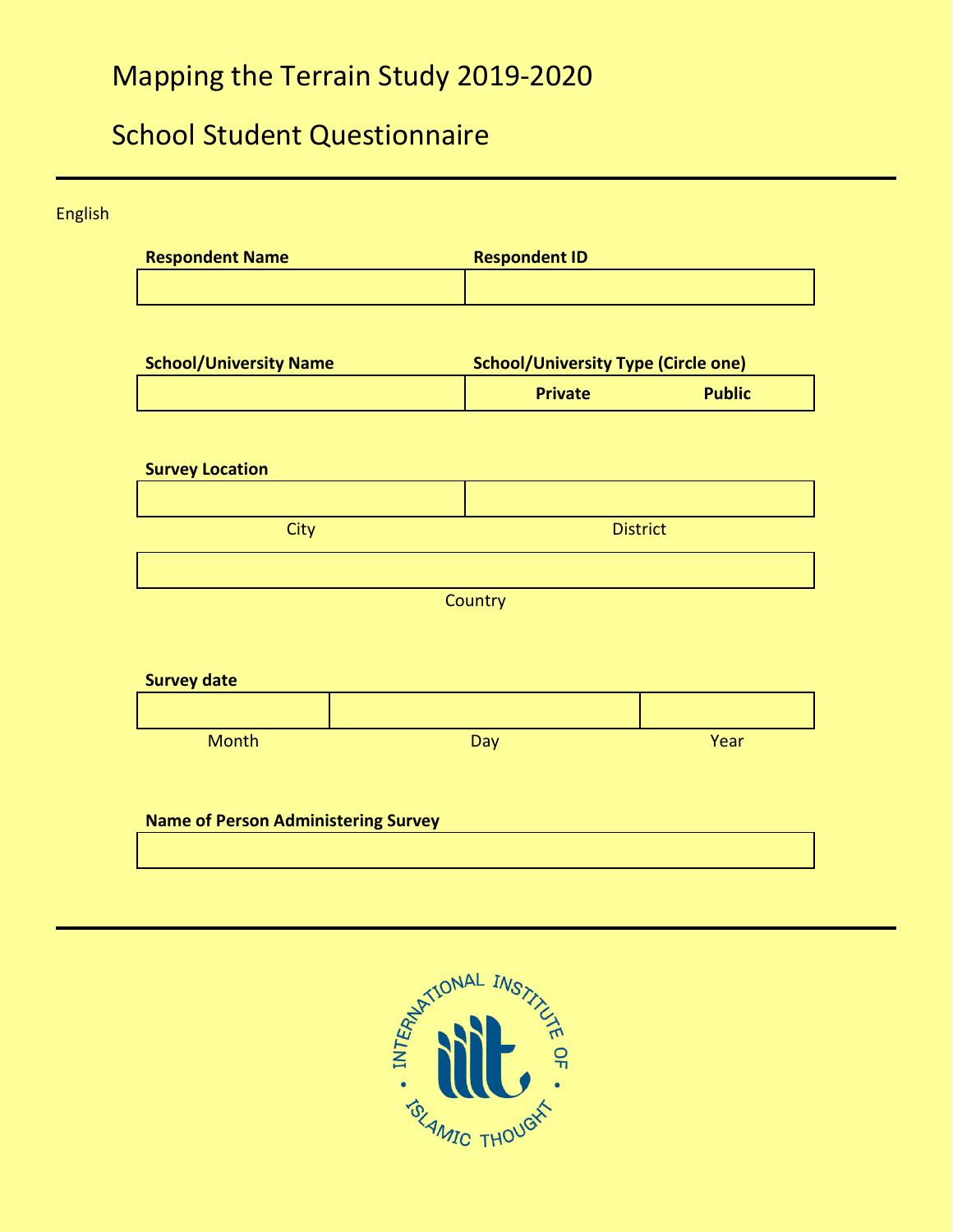# Mapping the Terrain Study 2019-2020

## School Student Questionnaire

English

| **Respondent Name** | **Respondent ID** |
|---|---|
| | |

| **School/University Name** | **School/University Type (Circle one)** | |
|---|---|---|
| | **Private** | **Public** |

**Survey Location**

| City | District |
|---|---|
| | |

| Country |
|---|
| |

**Survey date**

| Month | Day | Year |
|---|---|---|
| | | |

**Name of Person Administering Survey**

| |
|---|
| |

INTERNATIONAL INSTITUTE OF ISLAMIC THOUGHT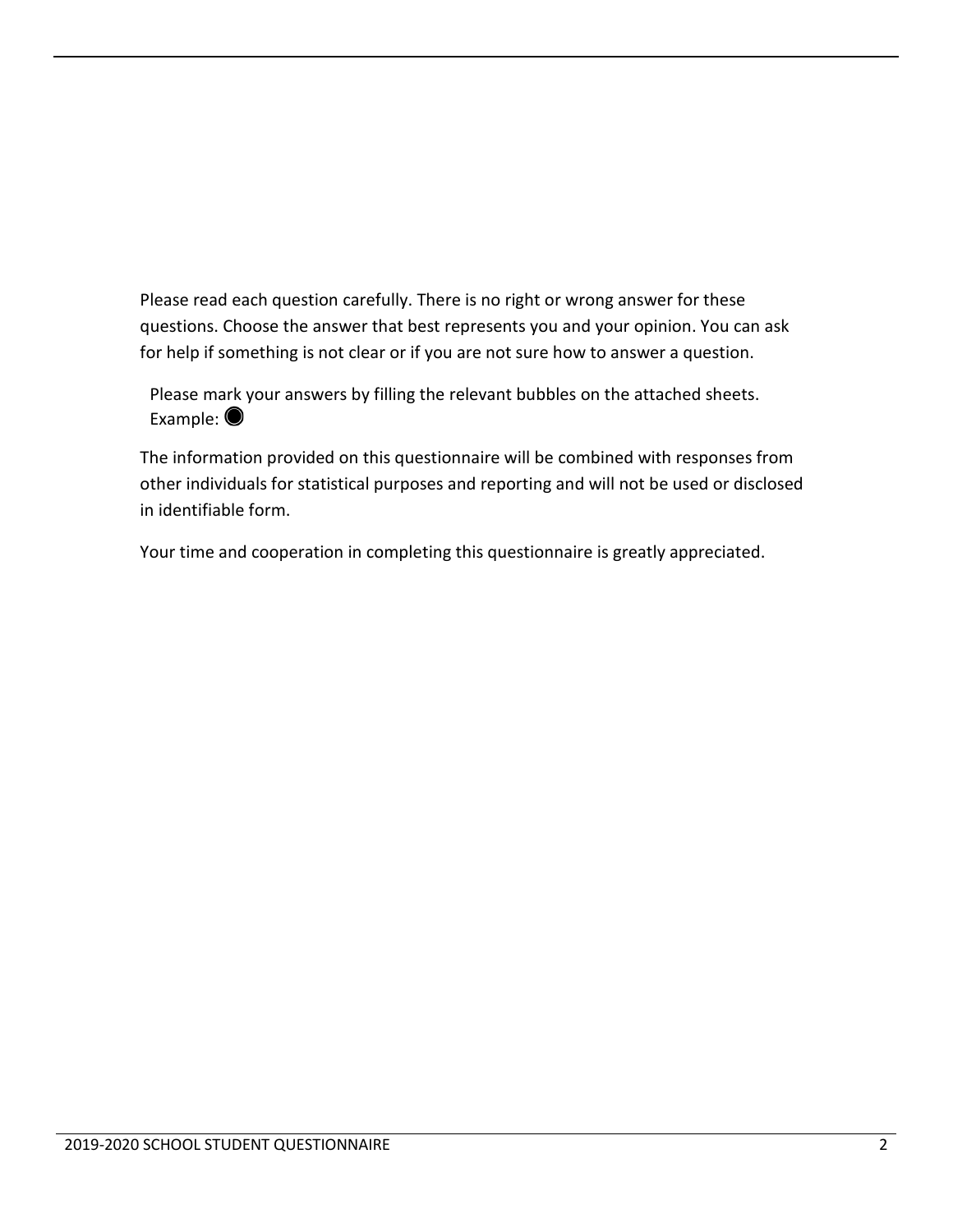Please read each question carefully. There is no right or wrong answer for these questions. Choose the answer that best represents you and your opinion. You can ask for help if something is not clear or if you are not sure how to answer a question.

Please mark your answers by filling the relevant bubbles on the attached sheets. Example: ◉

The information provided on this questionnaire will be combined with responses from other individuals for statistical purposes and reporting and will not be used or disclosed in identifiable form.

Your time and cooperation in completing this questionnaire is greatly appreciated.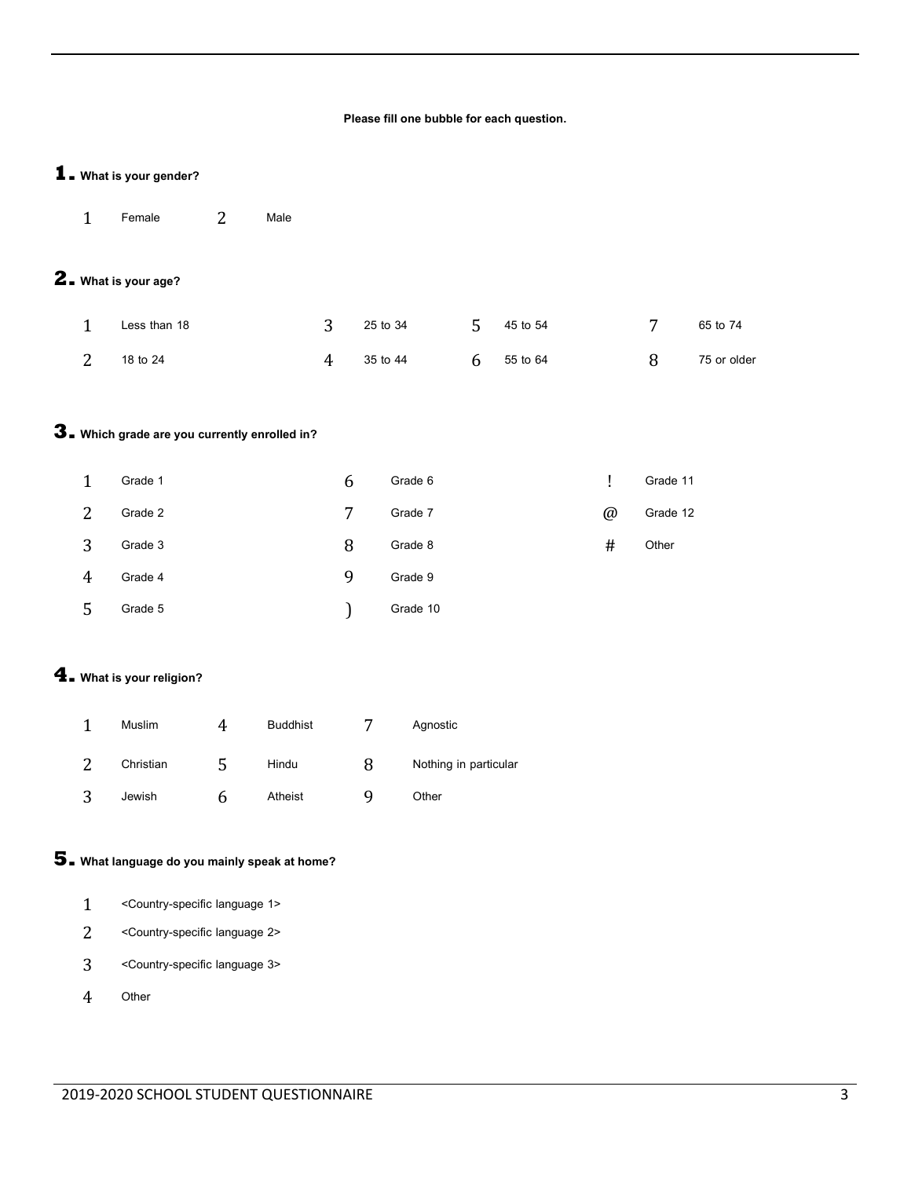**Please fill one bubble for each question.**

**1. What is your gender?**

1 Female 2 Male

**2. What is your age?**

1 Less than 18
2 18 to 24
3 25 to 34
4 35 to 44
5 45 to 54
6 55 to 64
7 65 to 74
8 75 or older

**3. Which grade are you currently enrolled in?**

1 Grade 1
2 Grade 2
3 Grade 3
4 Grade 4
5 Grade 5
6 Grade 6
7 Grade 7
8 Grade 8
9 Grade 9
) Grade 10
! Grade 11
@ Grade 12
# Other

**4. What is your religion?**

1 Muslim
2 Christian
3 Jewish
4 Buddhist
5 Hindu
6 Atheist
7 Agnostic
8 Nothing in particular
9 Other

**5. What language do you mainly speak at home?**

1 <Country-specific language 1>
2 <Country-specific language 2>
3 <Country-specific language 3>
4 Other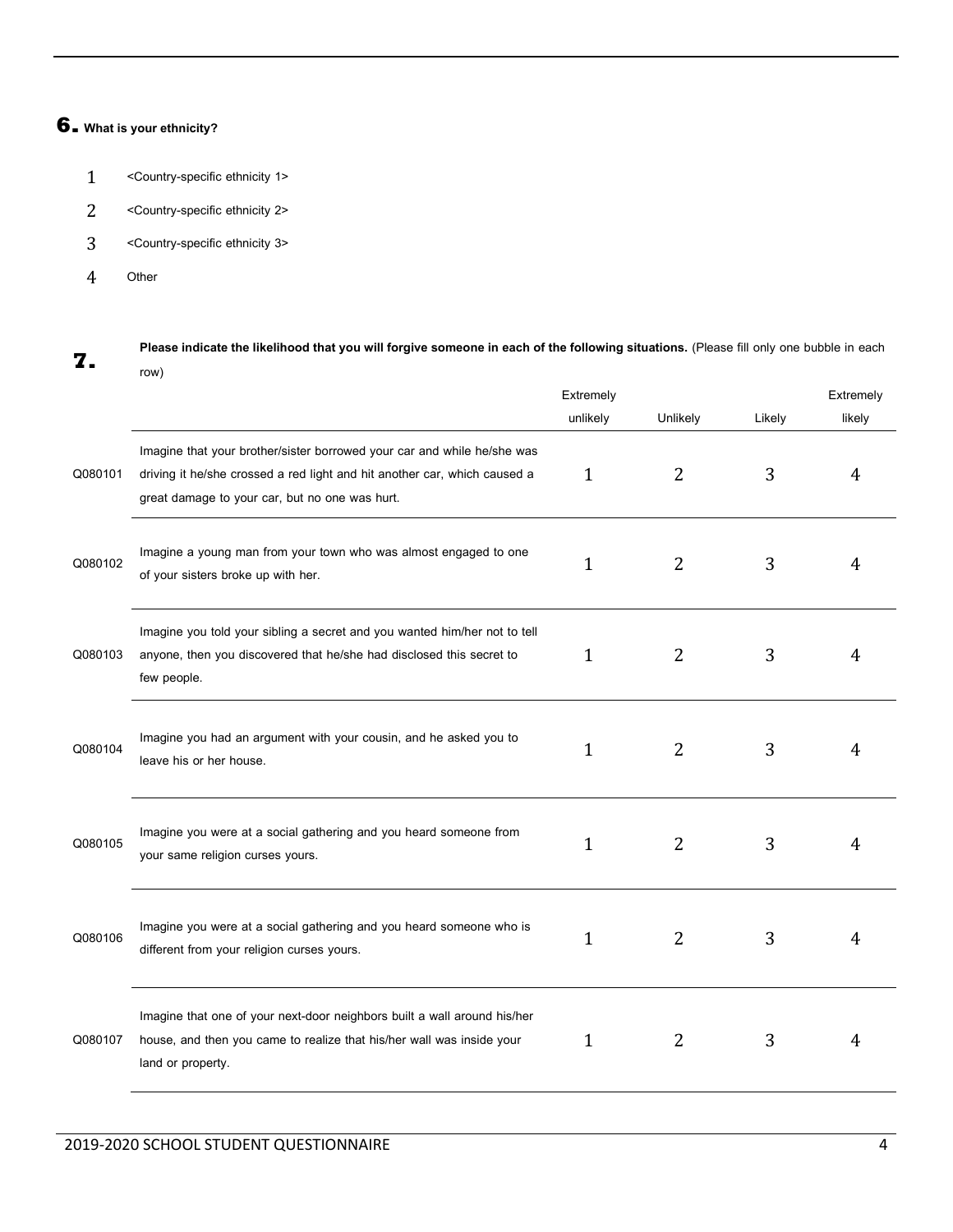## 6. What is your ethnicity?

1 <Country-specific ethnicity 1>

2 <Country-specific ethnicity 2>

3 <Country-specific ethnicity 3>

4 Other

## 7. **Please indicate the likelihood that you will forgive someone in each of the following situations.** (Please fill only one bubble in each row)

| | | Extremely unlikely | Unlikely | Likely | Extremely likely |
|---|---|---|---|---|---|
| Q080101 | Imagine that your brother/sister borrowed your car and while he/she was driving it he/she crossed a red light and hit another car, which caused a great damage to your car, but no one was hurt. | 1 | 2 | 3 | 4 |
| Q080102 | Imagine a young man from your town who was almost engaged to one of your sisters broke up with her. | 1 | 2 | 3 | 4 |
| Q080103 | Imagine you told your sibling a secret and you wanted him/her not to tell anyone, then you discovered that he/she had disclosed this secret to few people. | 1 | 2 | 3 | 4 |
| Q080104 | Imagine you had an argument with your cousin, and he asked you to leave his or her house. | 1 | 2 | 3 | 4 |
| Q080105 | Imagine you were at a social gathering and you heard someone from your same religion curses yours. | 1 | 2 | 3 | 4 |
| Q080106 | Imagine you were at a social gathering and you heard someone who is different from your religion curses yours. | 1 | 2 | 3 | 4 |
| Q080107 | Imagine that one of your next-door neighbors built a wall around his/her house, and then you came to realize that his/her wall was inside your land or property. | 1 | 2 | 3 | 4 |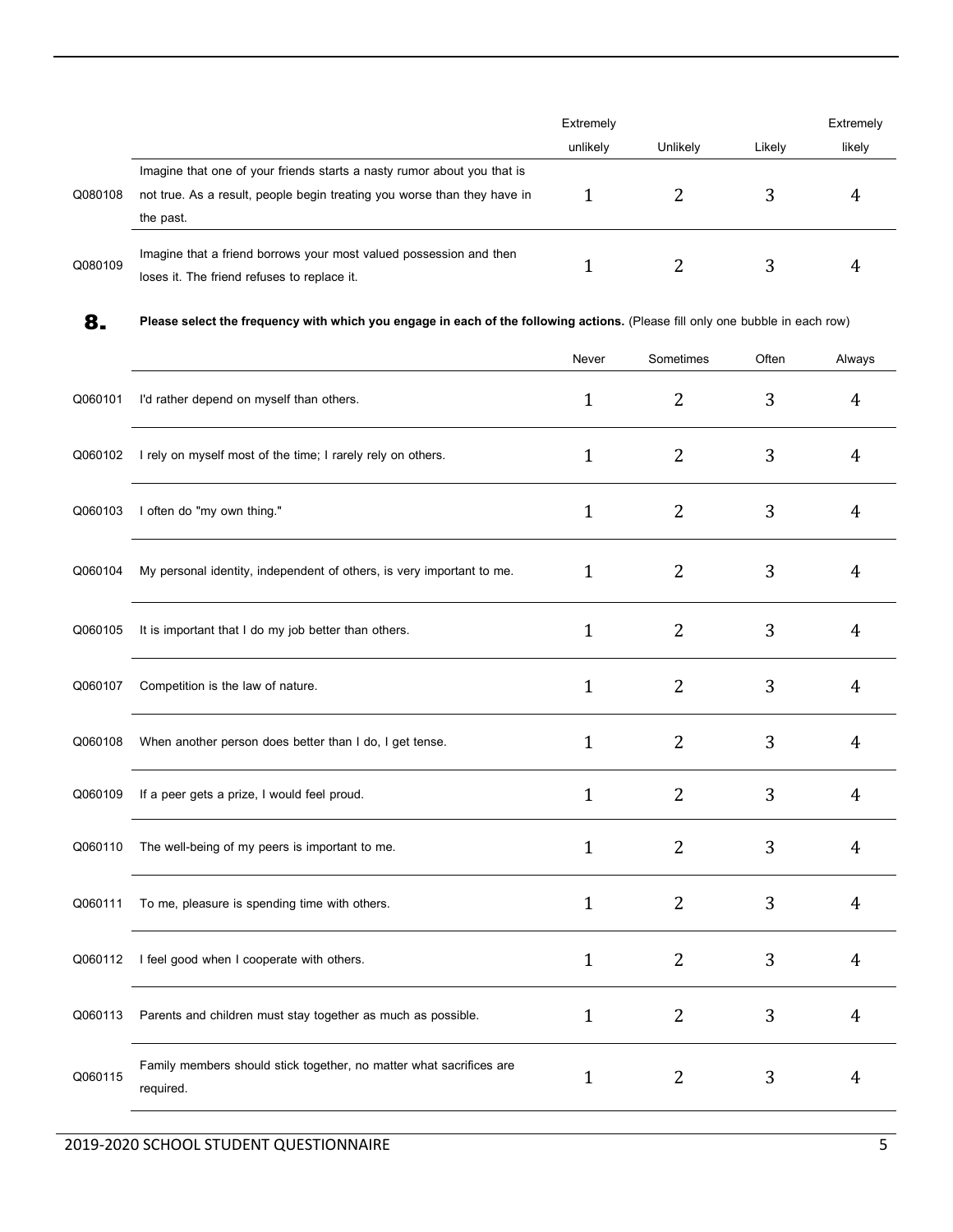| | | Extremely unlikely | Unlikely | Likely | Extremely likely |
|---|---|---|---|---|---|
| Q080108 | Imagine that one of your friends starts a nasty rumor about you that is not true. As a result, people begin treating you worse than they have in the past. | 1 | 2 | 3 | 4 |
| Q080109 | Imagine that a friend borrows your most valued possession and then loses it. The friend refuses to replace it. | 1 | 2 | 3 | 4 |

**8. Please select the frequency with which you engage in each of the following actions.** (Please fill only one bubble in each row)

| | | Never | Sometimes | Often | Always |
|---|---|---|---|---|---|
| Q060101 | I'd rather depend on myself than others. | 1 | 2 | 3 | 4 |
| Q060102 | I rely on myself most of the time; I rarely rely on others. | 1 | 2 | 3 | 4 |
| Q060103 | I often do "my own thing." | 1 | 2 | 3 | 4 |
| Q060104 | My personal identity, independent of others, is very important to me. | 1 | 2 | 3 | 4 |
| Q060105 | It is important that I do my job better than others. | 1 | 2 | 3 | 4 |
| Q060107 | Competition is the law of nature. | 1 | 2 | 3 | 4 |
| Q060108 | When another person does better than I do, I get tense. | 1 | 2 | 3 | 4 |
| Q060109 | If a peer gets a prize, I would feel proud. | 1 | 2 | 3 | 4 |
| Q060110 | The well-being of my peers is important to me. | 1 | 2 | 3 | 4 |
| Q060111 | To me, pleasure is spending time with others. | 1 | 2 | 3 | 4 |
| Q060112 | I feel good when I cooperate with others. | 1 | 2 | 3 | 4 |
| Q060113 | Parents and children must stay together as much as possible. | 1 | 2 | 3 | 4 |
| Q060115 | Family members should stick together, no matter what sacrifices are required. | 1 | 2 | 3 | 4 |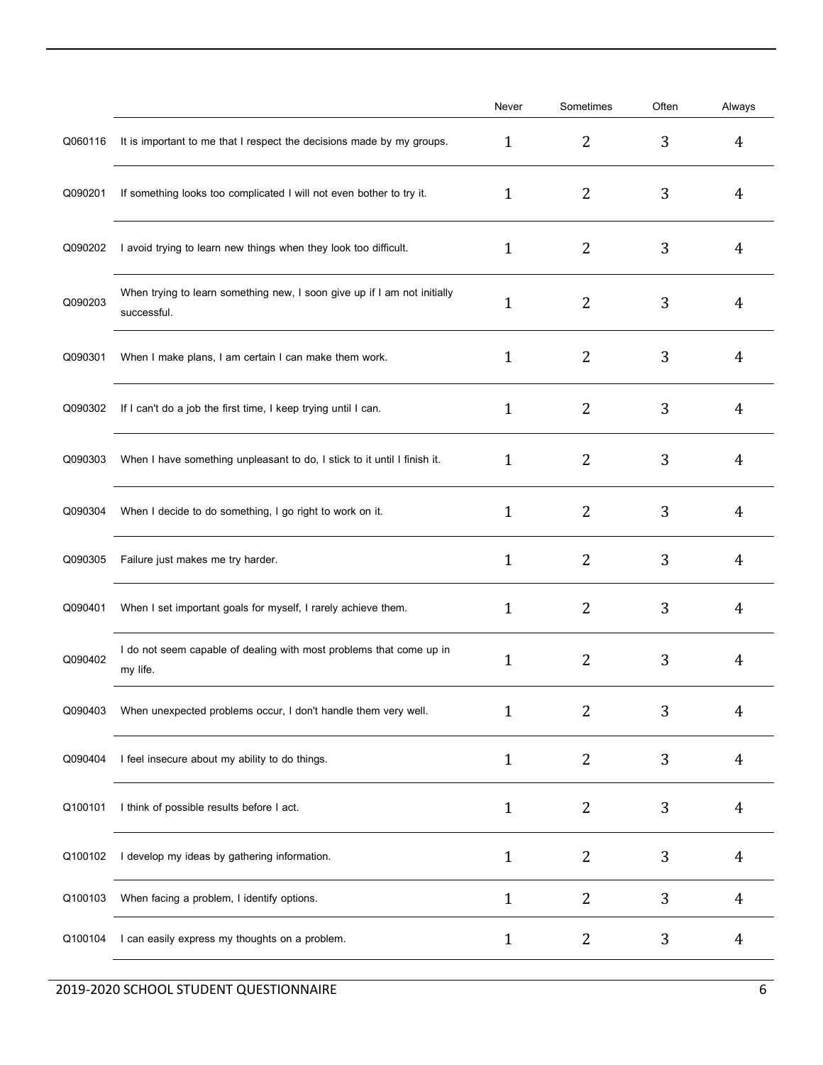| | | Never | Sometimes | Often | Always |
|---|---|---|---|---|---|
| Q060116 | It is important to me that I respect the decisions made by my groups. | 1 | 2 | 3 | 4 |
| Q090201 | If something looks too complicated I will not even bother to try it. | 1 | 2 | 3 | 4 |
| Q090202 | I avoid trying to learn new things when they look too difficult. | 1 | 2 | 3 | 4 |
| Q090203 | When trying to learn something new, I soon give up if I am not initially successful. | 1 | 2 | 3 | 4 |
| Q090301 | When I make plans, I am certain I can make them work. | 1 | 2 | 3 | 4 |
| Q090302 | If I can't do a job the first time, I keep trying until I can. | 1 | 2 | 3 | 4 |
| Q090303 | When I have something unpleasant to do, I stick to it until I finish it. | 1 | 2 | 3 | 4 |
| Q090304 | When I decide to do something, I go right to work on it. | 1 | 2 | 3 | 4 |
| Q090305 | Failure just makes me try harder. | 1 | 2 | 3 | 4 |
| Q090401 | When I set important goals for myself, I rarely achieve them. | 1 | 2 | 3 | 4 |
| Q090402 | I do not seem capable of dealing with most problems that come up in my life. | 1 | 2 | 3 | 4 |
| Q090403 | When unexpected problems occur, I don't handle them very well. | 1 | 2 | 3 | 4 |
| Q090404 | I feel insecure about my ability to do things. | 1 | 2 | 3 | 4 |
| Q100101 | I think of possible results before I act. | 1 | 2 | 3 | 4 |
| Q100102 | I develop my ideas by gathering information. | 1 | 2 | 3 | 4 |
| Q100103 | When facing a problem, I identify options. | 1 | 2 | 3 | 4 |
| Q100104 | I can easily express my thoughts on a problem. | 1 | 2 | 3 | 4 |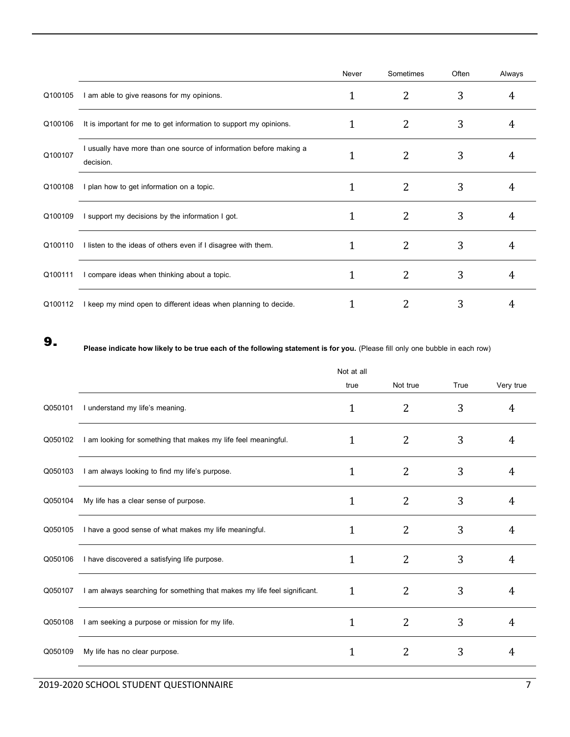| | | Never | Sometimes | Often | Always |
|---|---|---|---|---|---|
| Q100105 | I am able to give reasons for my opinions. | 1 | 2 | 3 | 4 |
| Q100106 | It is important for me to get information to support my opinions. | 1 | 2 | 3 | 4 |
| Q100107 | I usually have more than one source of information before making a decision. | 1 | 2 | 3 | 4 |
| Q100108 | I plan how to get information on a topic. | 1 | 2 | 3 | 4 |
| Q100109 | I support my decisions by the information I got. | 1 | 2 | 3 | 4 |
| Q100110 | I listen to the ideas of others even if I disagree with them. | 1 | 2 | 3 | 4 |
| Q100111 | I compare ideas when thinking about a topic. | 1 | 2 | 3 | 4 |
| Q100112 | I keep my mind open to different ideas when planning to decide. | 1 | 2 | 3 | 4 |

## 9.

**Please indicate how likely to be true each of the following statement is for you.** (Please fill only one bubble in each row)

| | | Not at all true | Not true | True | Very true |
|---|---|---|---|---|---|
| Q050101 | I understand my life's meaning. | 1 | 2 | 3 | 4 |
| Q050102 | I am looking for something that makes my life feel meaningful. | 1 | 2 | 3 | 4 |
| Q050103 | I am always looking to find my life's purpose. | 1 | 2 | 3 | 4 |
| Q050104 | My life has a clear sense of purpose. | 1 | 2 | 3 | 4 |
| Q050105 | I have a good sense of what makes my life meaningful. | 1 | 2 | 3 | 4 |
| Q050106 | I have discovered a satisfying life purpose. | 1 | 2 | 3 | 4 |
| Q050107 | I am always searching for something that makes my life feel significant. | 1 | 2 | 3 | 4 |
| Q050108 | I am seeking a purpose or mission for my life. | 1 | 2 | 3 | 4 |
| Q050109 | My life has no clear purpose. | 1 | 2 | 3 | 4 |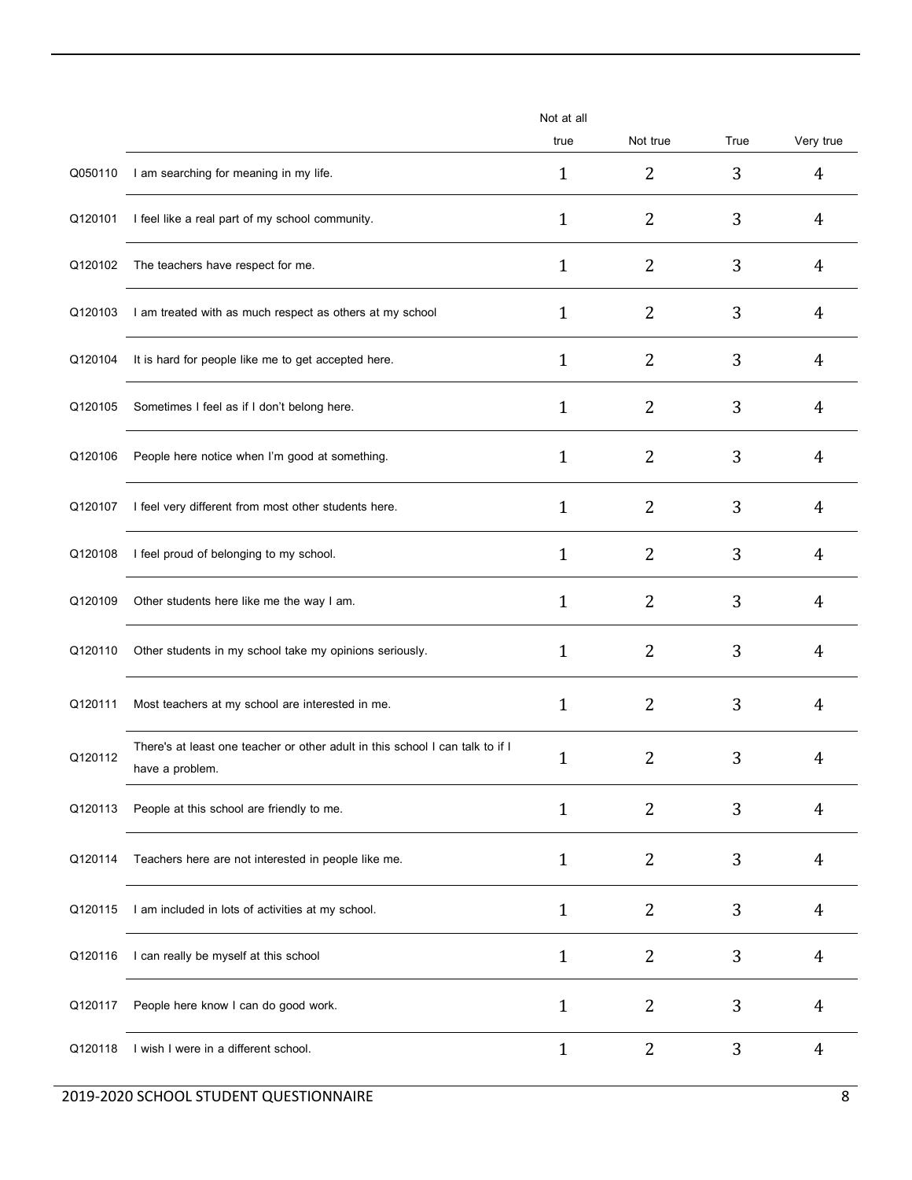| | | Not at all true | Not true | True | Very true |
|---|---|---|---|---|---|
| Q050110 | I am searching for meaning in my life. | 1 | 2 | 3 | 4 |
| Q120101 | I feel like a real part of my school community. | 1 | 2 | 3 | 4 |
| Q120102 | The teachers have respect for me. | 1 | 2 | 3 | 4 |
| Q120103 | I am treated with as much respect as others at my school | 1 | 2 | 3 | 4 |
| Q120104 | It is hard for people like me to get accepted here. | 1 | 2 | 3 | 4 |
| Q120105 | Sometimes I feel as if I don't belong here. | 1 | 2 | 3 | 4 |
| Q120106 | People here notice when I'm good at something. | 1 | 2 | 3 | 4 |
| Q120107 | I feel very different from most other students here. | 1 | 2 | 3 | 4 |
| Q120108 | I feel proud of belonging to my school. | 1 | 2 | 3 | 4 |
| Q120109 | Other students here like me the way I am. | 1 | 2 | 3 | 4 |
| Q120110 | Other students in my school take my opinions seriously. | 1 | 2 | 3 | 4 |
| Q120111 | Most teachers at my school are interested in me. | 1 | 2 | 3 | 4 |
| Q120112 | There's at least one teacher or other adult in this school I can talk to if I have a problem. | 1 | 2 | 3 | 4 |
| Q120113 | People at this school are friendly to me. | 1 | 2 | 3 | 4 |
| Q120114 | Teachers here are not interested in people like me. | 1 | 2 | 3 | 4 |
| Q120115 | I am included in lots of activities at my school. | 1 | 2 | 3 | 4 |
| Q120116 | I can really be myself at this school | 1 | 2 | 3 | 4 |
| Q120117 | People here know I can do good work. | 1 | 2 | 3 | 4 |
| Q120118 | I wish I were in a different school. | 1 | 2 | 3 | 4 |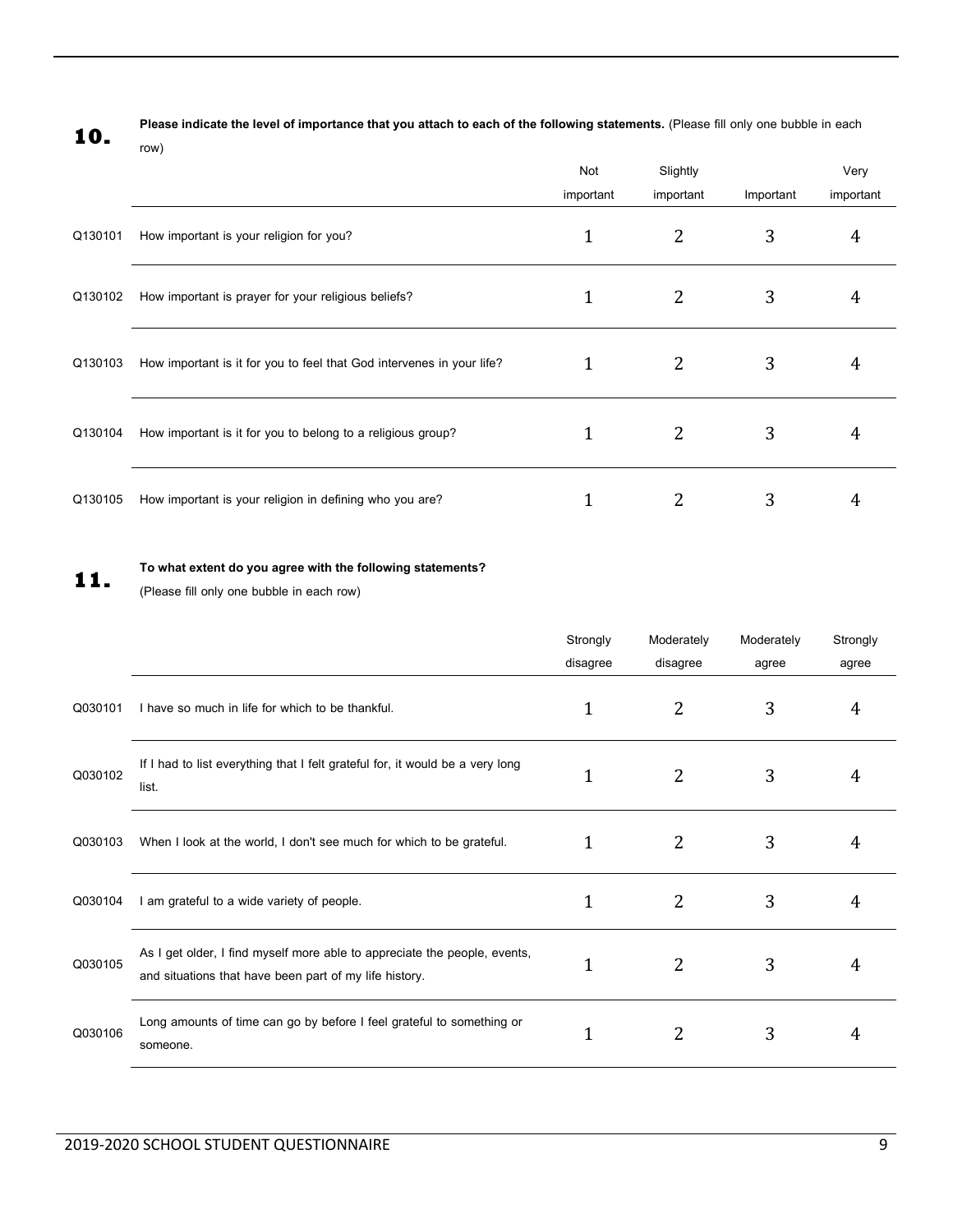**10.** **Please indicate the level of importance that you attach to each of the following statements.** (Please fill only one bubble in each row)

| | | Not important | Slightly important | Important | Very important |
|---|---|---|---|---|---|
| Q130101 | How important is your religion for you? | 1 | 2 | 3 | 4 |
| Q130102 | How important is prayer for your religious beliefs? | 1 | 2 | 3 | 4 |
| Q130103 | How important is it for you to feel that God intervenes in your life? | 1 | 2 | 3 | 4 |
| Q130104 | How important is it for you to belong to a religious group? | 1 | 2 | 3 | 4 |
| Q130105 | How important is your religion in defining who you are? | 1 | 2 | 3 | 4 |

**11.** **To what extent do you agree with the following statements?**
(Please fill only one bubble in each row)

| | | Strongly disagree | Moderately disagree | Moderately agree | Strongly agree |
|---|---|---|---|---|---|
| Q030101 | I have so much in life for which to be thankful. | 1 | 2 | 3 | 4 |
| Q030102 | If I had to list everything that I felt grateful for, it would be a very long list. | 1 | 2 | 3 | 4 |
| Q030103 | When I look at the world, I don't see much for which to be grateful. | 1 | 2 | 3 | 4 |
| Q030104 | I am grateful to a wide variety of people. | 1 | 2 | 3 | 4 |
| Q030105 | As I get older, I find myself more able to appreciate the people, events, and situations that have been part of my life history. | 1 | 2 | 3 | 4 |
| Q030106 | Long amounts of time can go by before I feel grateful to something or someone. | 1 | 2 | 3 | 4 |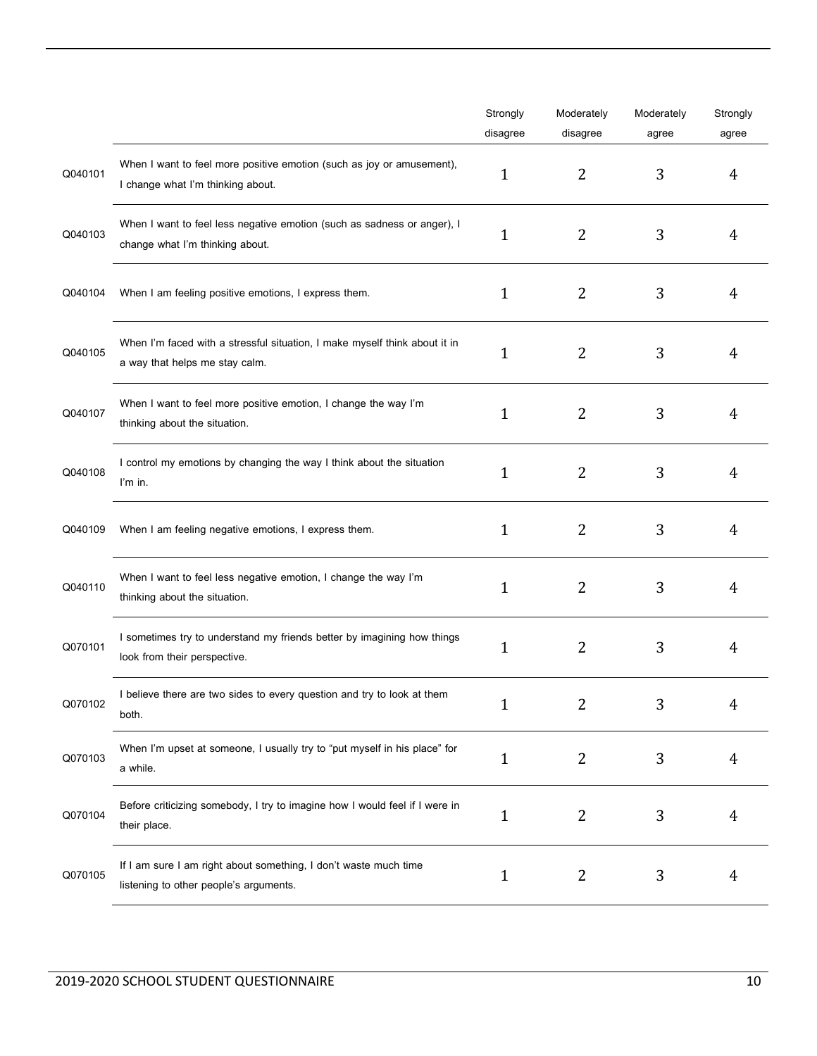| | | Strongly disagree | Moderately disagree | Moderately agree | Strongly agree |
|---|---|---|---|---|---|
| Q040101 | When I want to feel more positive emotion (such as joy or amusement), I change what I'm thinking about. | 1 | 2 | 3 | 4 |
| Q040103 | When I want to feel less negative emotion (such as sadness or anger), I change what I'm thinking about. | 1 | 2 | 3 | 4 |
| Q040104 | When I am feeling positive emotions, I express them. | 1 | 2 | 3 | 4 |
| Q040105 | When I'm faced with a stressful situation, I make myself think about it in a way that helps me stay calm. | 1 | 2 | 3 | 4 |
| Q040107 | When I want to feel more positive emotion, I change the way I'm thinking about the situation. | 1 | 2 | 3 | 4 |
| Q040108 | I control my emotions by changing the way I think about the situation I'm in. | 1 | 2 | 3 | 4 |
| Q040109 | When I am feeling negative emotions, I express them. | 1 | 2 | 3 | 4 |
| Q040110 | When I want to feel less negative emotion, I change the way I'm thinking about the situation. | 1 | 2 | 3 | 4 |
| Q070101 | I sometimes try to understand my friends better by imagining how things look from their perspective. | 1 | 2 | 3 | 4 |
| Q070102 | I believe there are two sides to every question and try to look at them both. | 1 | 2 | 3 | 4 |
| Q070103 | When I'm upset at someone, I usually try to "put myself in his place" for a while. | 1 | 2 | 3 | 4 |
| Q070104 | Before criticizing somebody, I try to imagine how I would feel if I were in their place. | 1 | 2 | 3 | 4 |
| Q070105 | If I am sure I am right about something, I don't waste much time listening to other people's arguments. | 1 | 2 | 3 | 4 |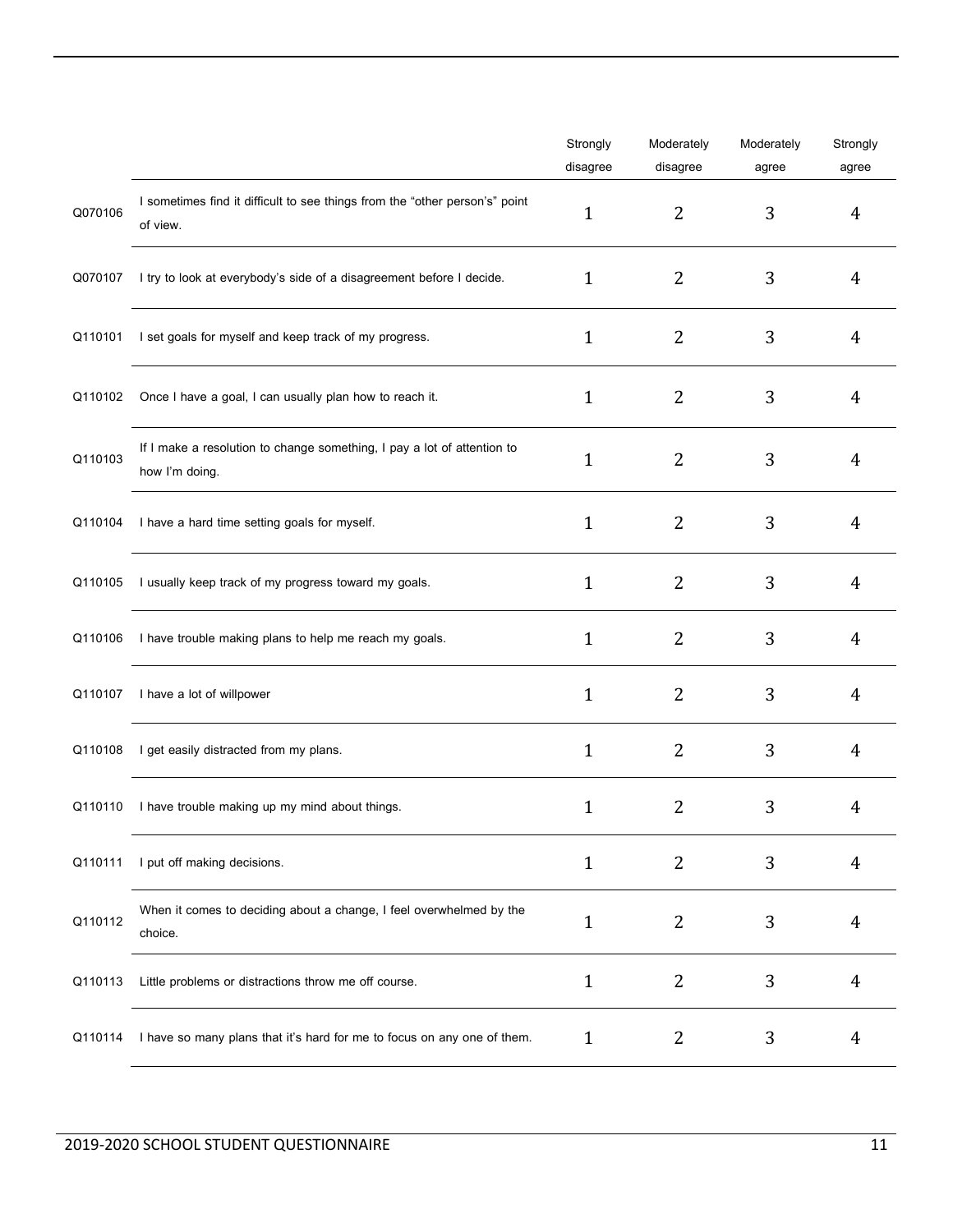| | | Strongly disagree | Moderately disagree | Moderately agree | Strongly agree |
|---|---|---|---|---|---|
| Q070106 | I sometimes find it difficult to see things from the “other person’s” point of view. | 1 | 2 | 3 | 4 |
| Q070107 | I try to look at everybody’s side of a disagreement before I decide. | 1 | 2 | 3 | 4 |
| Q110101 | I set goals for myself and keep track of my progress. | 1 | 2 | 3 | 4 |
| Q110102 | Once I have a goal, I can usually plan how to reach it. | 1 | 2 | 3 | 4 |
| Q110103 | If I make a resolution to change something, I pay a lot of attention to how I’m doing. | 1 | 2 | 3 | 4 |
| Q110104 | I have a hard time setting goals for myself. | 1 | 2 | 3 | 4 |
| Q110105 | I usually keep track of my progress toward my goals. | 1 | 2 | 3 | 4 |
| Q110106 | I have trouble making plans to help me reach my goals. | 1 | 2 | 3 | 4 |
| Q110107 | I have a lot of willpower | 1 | 2 | 3 | 4 |
| Q110108 | I get easily distracted from my plans. | 1 | 2 | 3 | 4 |
| Q110110 | I have trouble making up my mind about things. | 1 | 2 | 3 | 4 |
| Q110111 | I put off making decisions. | 1 | 2 | 3 | 4 |
| Q110112 | When it comes to deciding about a change, I feel overwhelmed by the choice. | 1 | 2 | 3 | 4 |
| Q110113 | Little problems or distractions throw me off course. | 1 | 2 | 3 | 4 |
| Q110114 | I have so many plans that it’s hard for me to focus on any one of them. | 1 | 2 | 3 | 4 |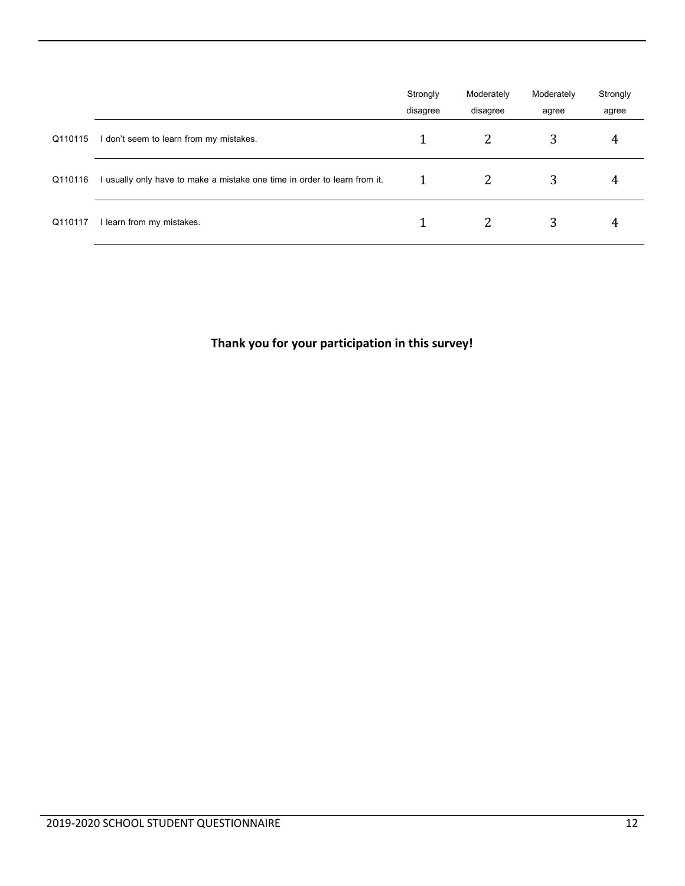| | | Strongly disagree | Moderately disagree | Moderately agree | Strongly agree |
|---|---|---|---|---|---|
| Q110115 | I don't seem to learn from my mistakes. | 1 | 2 | 3 | 4 |
| Q110116 | I usually only have to make a mistake one time in order to learn from it. | 1 | 2 | 3 | 4 |
| Q110117 | I learn from my mistakes. | 1 | 2 | 3 | 4 |

**Thank you for your participation in this survey!**